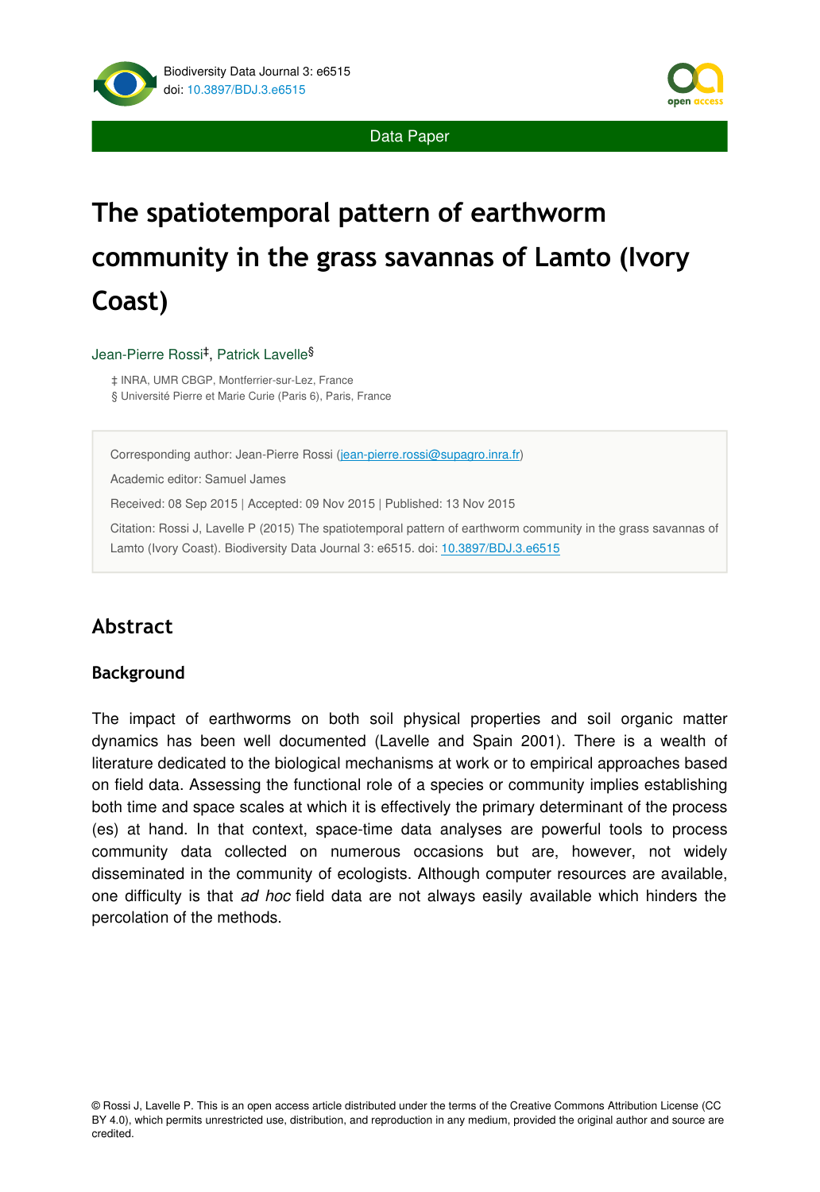Data Paper

# The spatiotemporal pattern of earthworm community in the grass savannas of Lamto (Ivory Coast)

Jean-Pierre Rossi[‡], Patrick Lavelle[§]

‡ INRA, UMR CBGP, Montferrier-sur-Lez, France

§ Université Pierre et Marie Curie (Paris 6), Paris, France

Corresponding author: Jean-Pierre Rossi (jean-pierre.rossi@supagro.inra.fr)

Academic editor: Samuel James

Received: 08 Sep 2015 | Accepted: 09 Nov 2015 | Published: 13 Nov 2015

Citation: Rossi J, Lavelle P (2015) The spatiotemporal pattern of earthworm community in the grass savannas of Lamto (Ivory Coast). Biodiversity Data Journal 3: e6515. doi: 10.3897/BDJ.3.e6515

## Abstract

### Background

The impact of earthworms on both soil physical properties and soil organic matter dynamics has been well documented (Lavelle and Spain 2001). There is a wealth of literature dedicated to the biological mechanisms at work or to empirical approaches based on field data. Assessing the functional role of a species or community implies establishing both time and space scales at which it is effectively the primary determinant of the process (es) at hand. In that context, space-time data analyses are powerful tools to process community data collected on numerous occasions but are, however, not widely disseminated in the community of ecologists. Although computer resources are available, one difficulty is that *ad hoc* field data are not always easily available which hinders the percolation of the methods.

© Rossi J, Lavelle P. This is an open access article distributed under the terms of the Creative Commons Attribution License (CC BY 4.0), which permits unrestricted use, distribution, and reproduction in any medium, provided the original author and source are credited.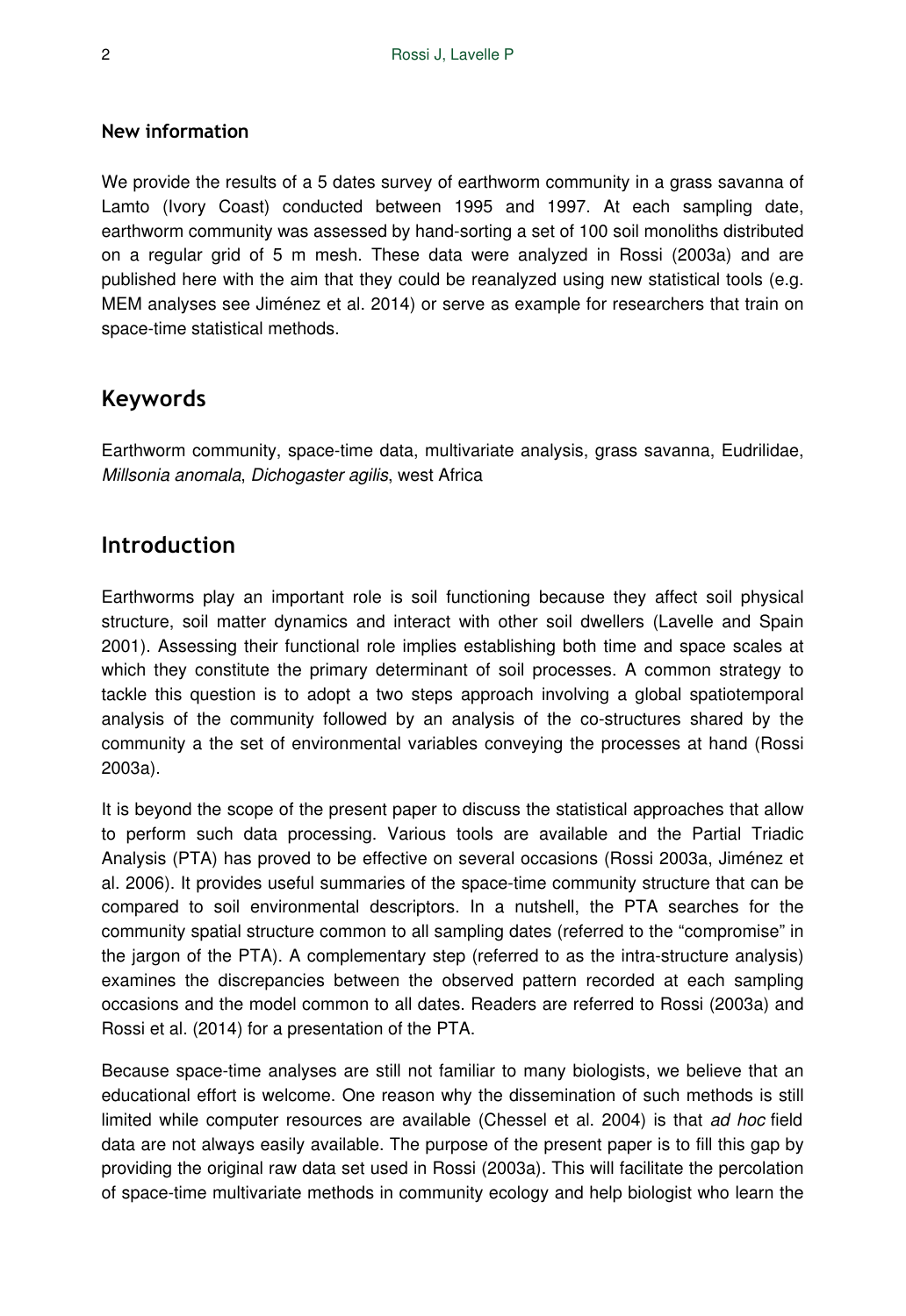#### New information

We provide the results of a 5 dates survey of earthworm community in a grass savanna of Lamto (Ivory Coast) conducted between 1995 and 1997. At each sampling date, earthworm community was assessed by hand-sorting a set of 100 soil monoliths distributed on a regular grid of 5 m mesh. These data were analyzed in Rossi (2003a) and are published here with the aim that they could be reanalyzed using new statistical tools (e.g. MEM analyses see Jiménez et al. 2014) or serve as example for researchers that train on space-time statistical methods.

## Keywords

Earthworm community, space-time data, multivariate analysis, grass savanna, Eudrilidae, *Millsonia anomala*, *Dichogaster agilis*, west Africa

## Introduction

Earthworms play an important role is soil functioning because they affect soil physical structure, soil matter dynamics and interact with other soil dwellers (Lavelle and Spain 2001). Assessing their functional role implies establishing both time and space scales at which they constitute the primary determinant of soil processes. A common strategy to tackle this question is to adopt a two steps approach involving a global spatiotemporal analysis of the community followed by an analysis of the co-structures shared by the community a the set of environmental variables conveying the processes at hand (Rossi 2003a).

It is beyond the scope of the present paper to discuss the statistical approaches that allow to perform such data processing. Various tools are available and the Partial Triadic Analysis (PTA) has proved to be effective on several occasions (Rossi 2003a, Jiménez et al. 2006). It provides useful summaries of the space-time community structure that can be compared to soil environmental descriptors. In a nutshell, the PTA searches for the community spatial structure common to all sampling dates (referred to the "compromise" in the jargon of the PTA). A complementary step (referred to as the intra-structure analysis) examines the discrepancies between the observed pattern recorded at each sampling occasions and the model common to all dates. Readers are referred to Rossi (2003a) and Rossi et al. (2014) for a presentation of the PTA.

Because space-time analyses are still not familiar to many biologists, we believe that an educational effort is welcome. One reason why the dissemination of such methods is still limited while computer resources are available (Chessel et al. 2004) is that *ad hoc* field data are not always easily available. The purpose of the present paper is to fill this gap by providing the original raw data set used in Rossi (2003a). This will facilitate the percolation of space-time multivariate methods in community ecology and help biologist who learn the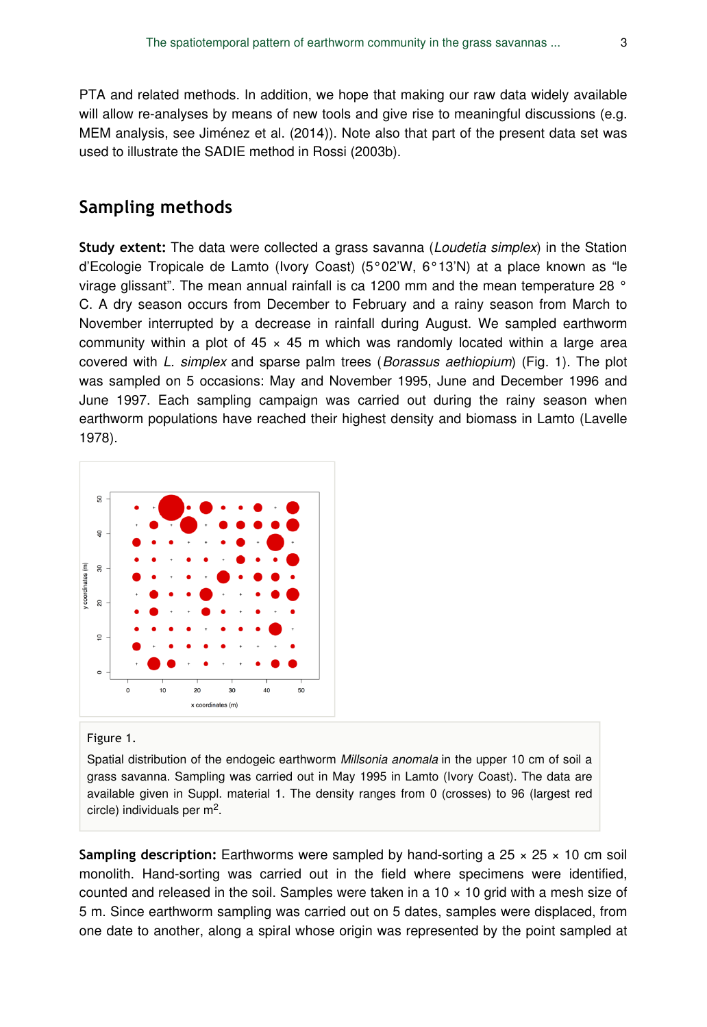PTA and related methods. In addition, we hope that making our raw data widely available will allow re-analyses by means of new tools and give rise to meaningful discussions (e.g. MEM analysis, see Jiménez et al. (2014)). Note also that part of the present data set was used to illustrate the SADIE method in Rossi (2003b).

## Sampling methods

**Study extent:** The data were collected a grass savanna (*Loudetia simplex*) in the Station d'Ecologie Tropicale de Lamto (Ivory Coast) (5°02'W, 6°13'N) at a place known as "le virage glissant". The mean annual rainfall is ca 1200 mm and the mean temperature 28 ° C. A dry season occurs from December to February and a rainy season from March to November interrupted by a decrease in rainfall during August. We sampled earthworm community within a plot of 45 × 45 m which was randomly located within a large area covered with *L. simplex* and sparse palm trees (*Borassus aethiopium*) (Fig. 1). The plot was sampled on 5 occasions: May and November 1995, June and December 1996 and June 1997. Each sampling campaign was carried out during the rainy season when earthworm populations have reached their highest density and biomass in Lamto (Lavelle 1978).

Figure 1.

Spatial distribution of the endogeic earthworm *Millsonia anomala* in the upper 10 cm of soil a grass savanna. Sampling was carried out in May 1995 in Lamto (Ivory Coast). The data are available given in Suppl. material 1. The density ranges from 0 (crosses) to 96 (largest red circle) individuals per $m^2$.

**Sampling description:** Earthworms were sampled by hand-sorting a 25 × 25 × 10 cm soil monolith. Hand-sorting was carried out in the field where specimens were identified, counted and released in the soil. Samples were taken in a 10 × 10 grid with a mesh size of 5 m. Since earthworm sampling was carried out on 5 dates, samples were displaced, from one date to another, along a spiral whose origin was represented by the point sampled at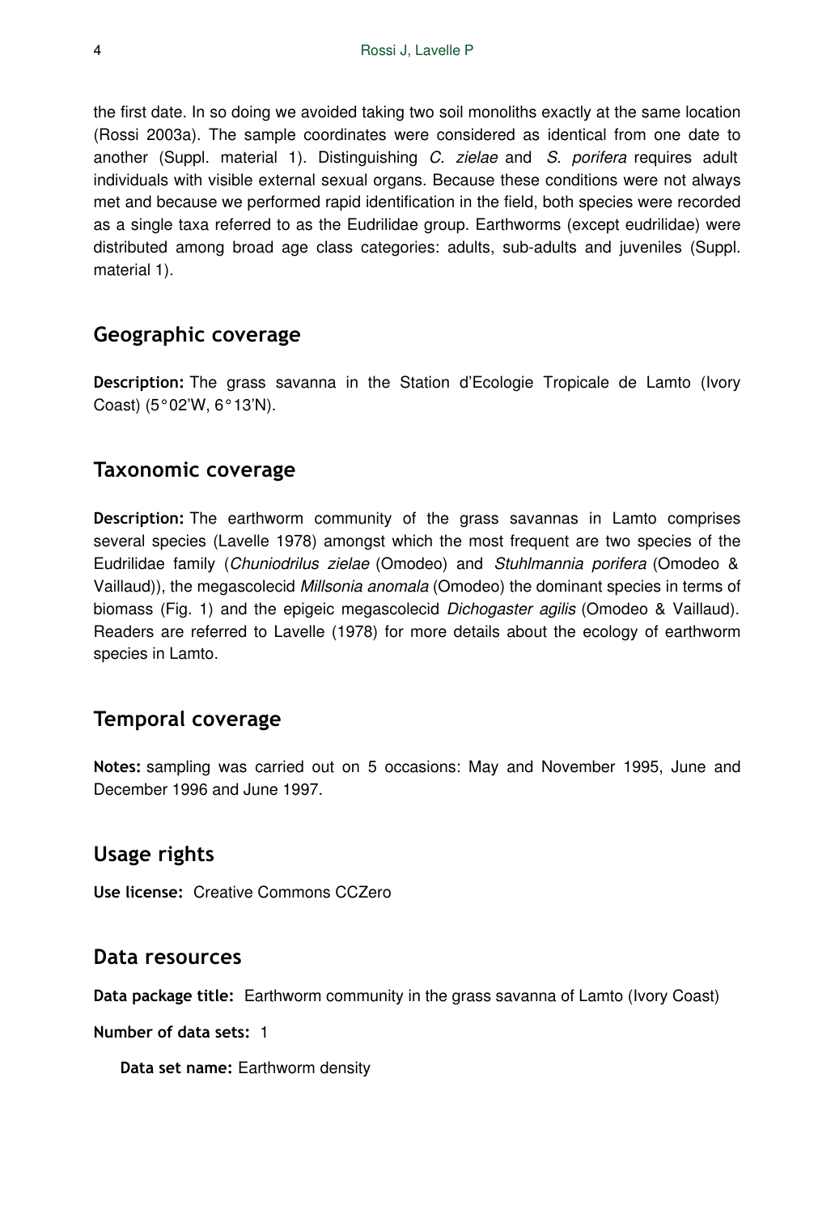the first date. In so doing we avoided taking two soil monoliths exactly at the same location (Rossi 2003a). The sample coordinates were considered as identical from one date to another (Suppl. material 1). Distinguishing *C. zielae* and *S. porifera* requires adult individuals with visible external sexual organs. Because these conditions were not always met and because we performed rapid identification in the field, both species were recorded as a single taxa referred to as the Eudrilidae group. Earthworms (except eudrilidae) were distributed among broad age class categories: adults, sub-adults and juveniles (Suppl. material 1).

## Geographic coverage

**Description:** The grass savanna in the Station d'Ecologie Tropicale de Lamto (Ivory Coast) (5°02'W, 6°13'N).

## Taxonomic coverage

**Description:** The earthworm community of the grass savannas in Lamto comprises several species (Lavelle 1978) amongst which the most frequent are two species of the Eudrilidae family (*Chuniodrilus zielae* (Omodeo) and *Stuhlmannia porifera* (Omodeo & Vaillaud)), the megascolecid *Millsonia anomala* (Omodeo) the dominant species in terms of biomass (Fig. 1) and the epigeic megascolecid *Dichogaster agilis* (Omodeo & Vaillaud). Readers are referred to Lavelle (1978) for more details about the ecology of earthworm species in Lamto.

## Temporal coverage

**Notes:** sampling was carried out on 5 occasions: May and November 1995, June and December 1996 and June 1997.

## Usage rights

**Use license:** Creative Commons CCZero

## Data resources

**Data package title:** Earthworm community in the grass savanna of Lamto (Ivory Coast)

**Number of data sets:** 1

**Data set name:** Earthworm density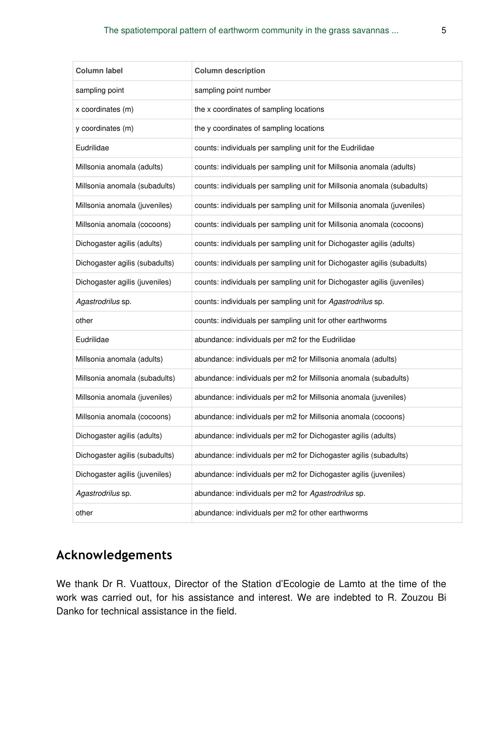| Column label | Column description |
| --- | --- |
| sampling point | sampling point number |
| x coordinates (m) | the x coordinates of sampling locations |
| y coordinates (m) | the y coordinates of sampling locations |
| Eudrilidae | counts: individuals per sampling unit for the Eudrilidae |
| Millsonia anomala (adults) | counts: individuals per sampling unit for Millsonia anomala (adults) |
| Millsonia anomala (subadults) | counts: individuals per sampling unit for Millsonia anomala (subadults) |
| Millsonia anomala (juveniles) | counts: individuals per sampling unit for Millsonia anomala (juveniles) |
| Millsonia anomala (cocoons) | counts: individuals per sampling unit for Millsonia anomala (cocoons) |
| Dichogaster agilis (adults) | counts: individuals per sampling unit for Dichogaster agilis (adults) |
| Dichogaster agilis (subadults) | counts: individuals per sampling unit for Dichogaster agilis (subadults) |
| Dichogaster agilis (juveniles) | counts: individuals per sampling unit for Dichogaster agilis (juveniles) |
| *Agastrodrilus* sp. | counts: individuals per sampling unit for *Agastrodrilus* sp. |
| other | counts: individuals per sampling unit for other earthworms |
| Eudrilidae | abundance: individuals per m2 for the Eudrilidae |
| Millsonia anomala (adults) | abundance: individuals per m2 for Millsonia anomala (adults) |
| Millsonia anomala (subadults) | abundance: individuals per m2 for Millsonia anomala (subadults) |
| Millsonia anomala (juveniles) | abundance: individuals per m2 for Millsonia anomala (juveniles) |
| Millsonia anomala (cocoons) | abundance: individuals per m2 for Millsonia anomala (cocoons) |
| Dichogaster agilis (adults) | abundance: individuals per m2 for Dichogaster agilis (adults) |
| Dichogaster agilis (subadults) | abundance: individuals per m2 for Dichogaster agilis (subadults) |
| Dichogaster agilis (juveniles) | abundance: individuals per m2 for Dichogaster agilis (juveniles) |
| *Agastrodrilus* sp. | abundance: individuals per m2 for *Agastrodrilus* sp. |
| other | abundance: individuals per m2 for other earthworms |

## Acknowledgements

We thank Dr R. Vuattoux, Director of the Station d'Ecologie de Lamto at the time of the work was carried out, for his assistance and interest. We are indebted to R. Zouzou Bi Danko for technical assistance in the field.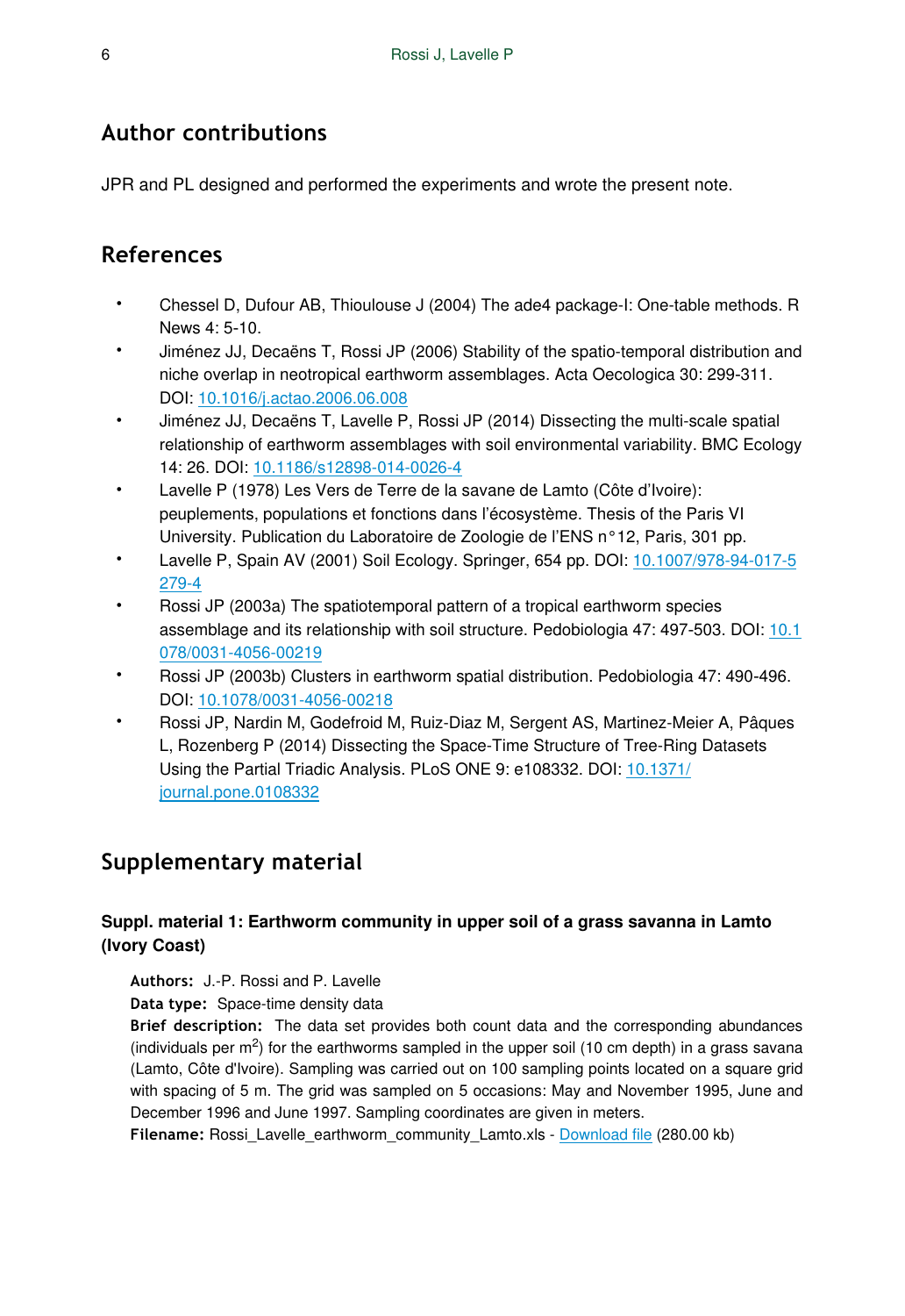## Author contributions

JPR and PL designed and performed the experiments and wrote the present note.

## References

- Chessel D, Dufour AB, Thioulouse J (2004) The ade4 package-I: One-table methods. R News 4: 5-10.
- Jiménez JJ, Decaëns T, Rossi JP (2006) Stability of the spatio-temporal distribution and niche overlap in neotropical earthworm assemblages. Acta Oecologica 30: 299-311. DOI: 10.1016/j.actao.2006.06.008
- Jiménez JJ, Decaëns T, Lavelle P, Rossi JP (2014) Dissecting the multi-scale spatial relationship of earthworm assemblages with soil environmental variability. BMC Ecology 14: 26. DOI: 10.1186/s12898-014-0026-4
- Lavelle P (1978) Les Vers de Terre de la savane de Lamto (Côte d'Ivoire): peuplements, populations et fonctions dans l'écosystème. Thesis of the Paris VI University. Publication du Laboratoire de Zoologie de l'ENS n°12, Paris, 301 pp.
- Lavelle P, Spain AV (2001) Soil Ecology. Springer, 654 pp. DOI: 10.1007/978-94-017-5279-4
- Rossi JP (2003a) The spatiotemporal pattern of a tropical earthworm species assemblage and its relationship with soil structure. Pedobiologia 47: 497-503. DOI: 10.1078/0031-4056-00219
- Rossi JP (2003b) Clusters in earthworm spatial distribution. Pedobiologia 47: 490-496. DOI: 10.1078/0031-4056-00218
- Rossi JP, Nardin M, Godefroid M, Ruiz-Diaz M, Sergent AS, Martinez-Meier A, Pâques L, Rozenberg P (2014) Dissecting the Space-Time Structure of Tree-Ring Datasets Using the Partial Triadic Analysis. PLoS ONE 9: e108332. DOI: 10.1371/journal.pone.0108332

## Supplementary material

### Suppl. material 1: Earthworm community in upper soil of a grass savanna in Lamto (Ivory Coast)

**Authors:** J.-P. Rossi and P. Lavelle

**Data type:** Space-time density data

**Brief description:** The data set provides both count data and the corresponding abundances (individuals per $m^2$) for the earthworms sampled in the upper soil (10 cm depth) in a grass savana (Lamto, Côte d'Ivoire). Sampling was carried out on 100 sampling points located on a square grid with spacing of 5 m. The grid was sampled on 5 occasions: May and November 1995, June and December 1996 and June 1997. Sampling coordinates are given in meters.

**Filename:** Rossi_Lavelle_earthworm_community_Lamto.xls - Download file (280.00 kb)